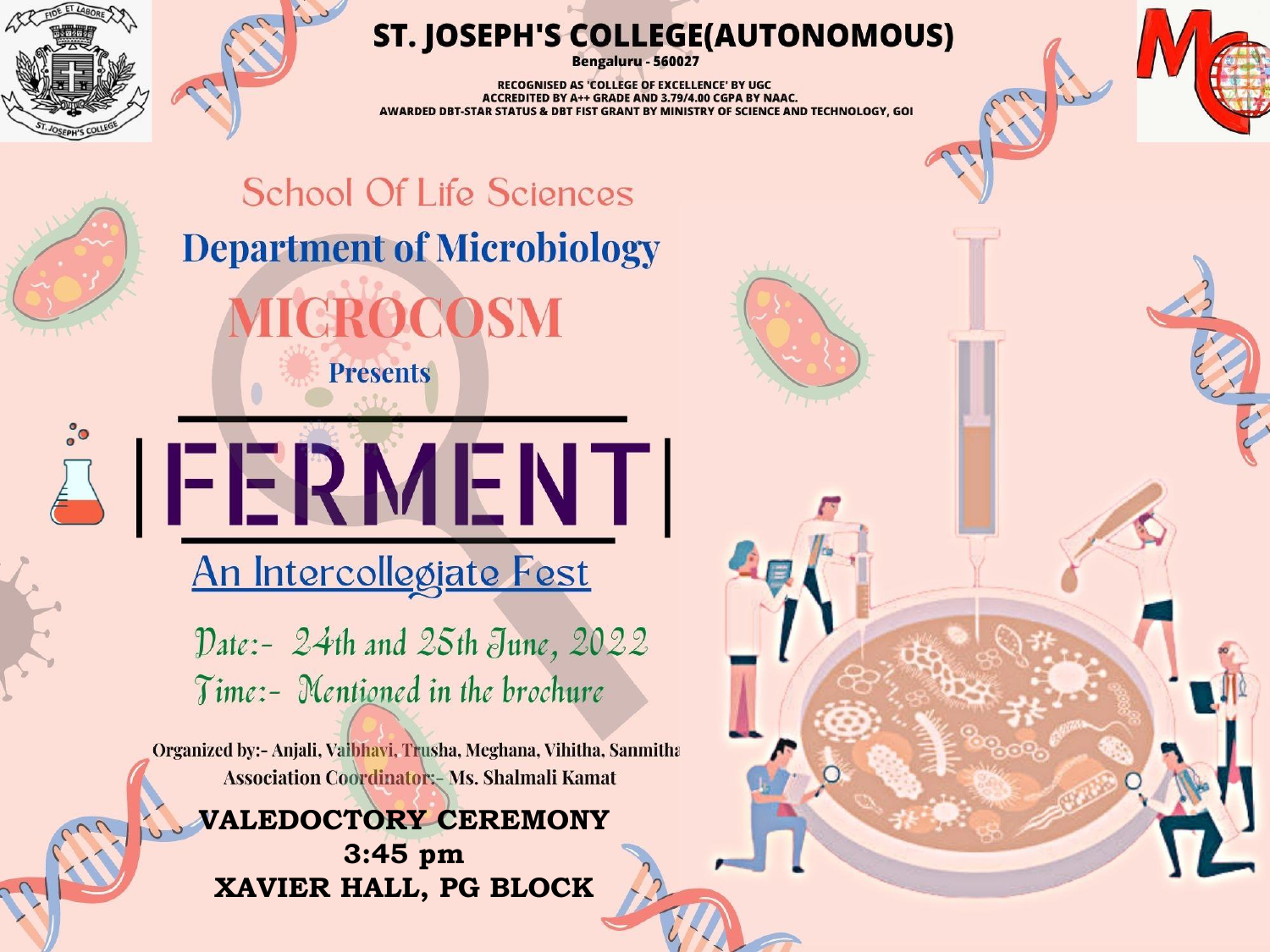# ST. JOSEPH'S COLLEGE(AUTONOMOUS)

**Bengaluru - 560027**

RECOGNISED AS 'COLLEGE OF EXCELLENCE' BY UGC
ACCREDITED BY A++ GRADE AND 3.79/4.00 CGPA BY NAAC.
AWARDED DBT-STAR STATUS & DBT FIST GRANT BY MINISTRY OF SCIENCE AND TECHNOLOGY, GOI

## School Of Life Sciences

## Department of Microbiology

## MICROCOSM

**Presents**

# FERMENT

## An Intercollegiate Fest

Date:- 24th and 25th June, 2022
Time:- Mentioned in the brochure

Organized by:- Anjali, Vaibhavi, Trusha, Meghana, Vihitha, Sanmitha
Association Coordinator:- Ms. Shalmali Kamat

**VALEDOCTORY CEREMONY**
**3:45 pm**
**XAVIER HALL, PG BLOCK**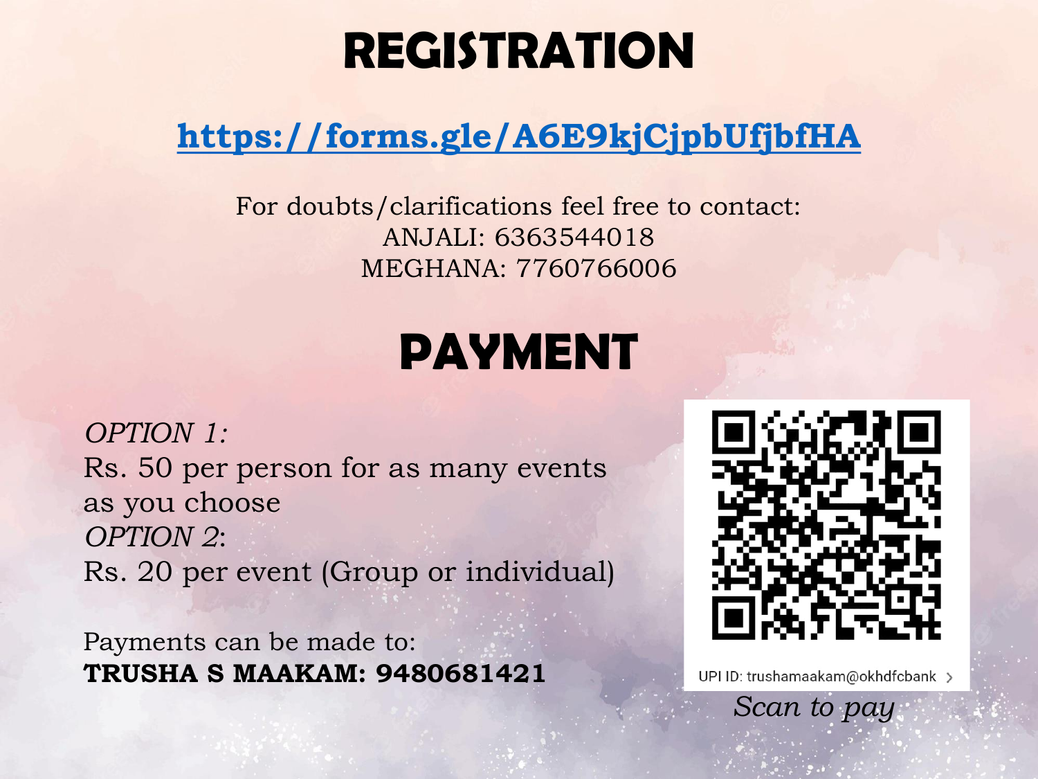# REGISTRATION

https://forms.gle/A6E9kjCjpbUfjbfHA

For doubts/clarifications feel free to contact:
ANJALI: 6363544018
MEGHANA: 7760766006

# PAYMENT

*OPTION 1:*
Rs. 50 per person for as many events as you choose
*OPTION 2*:
Rs. 20 per event (Group or individual)

Payments can be made to:
**TRUSHA S MAAKAM: 9480681421**

UPI ID: trushamaakam@okhdfcbank

*Scan to pay*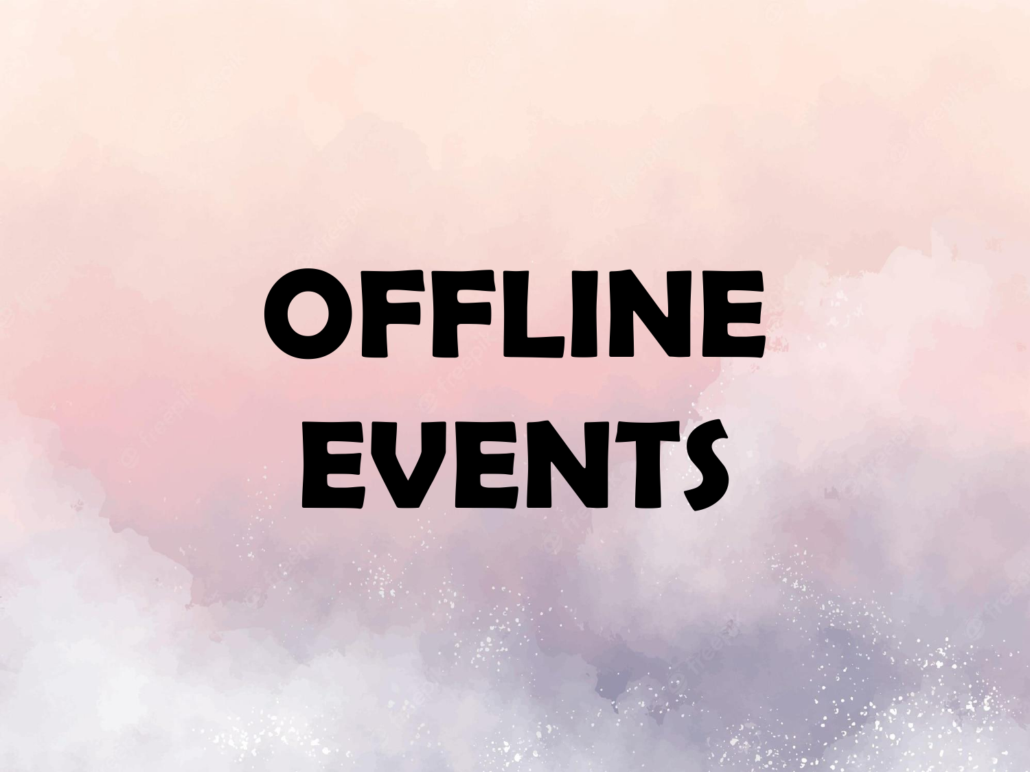# OFFLINE EVENTS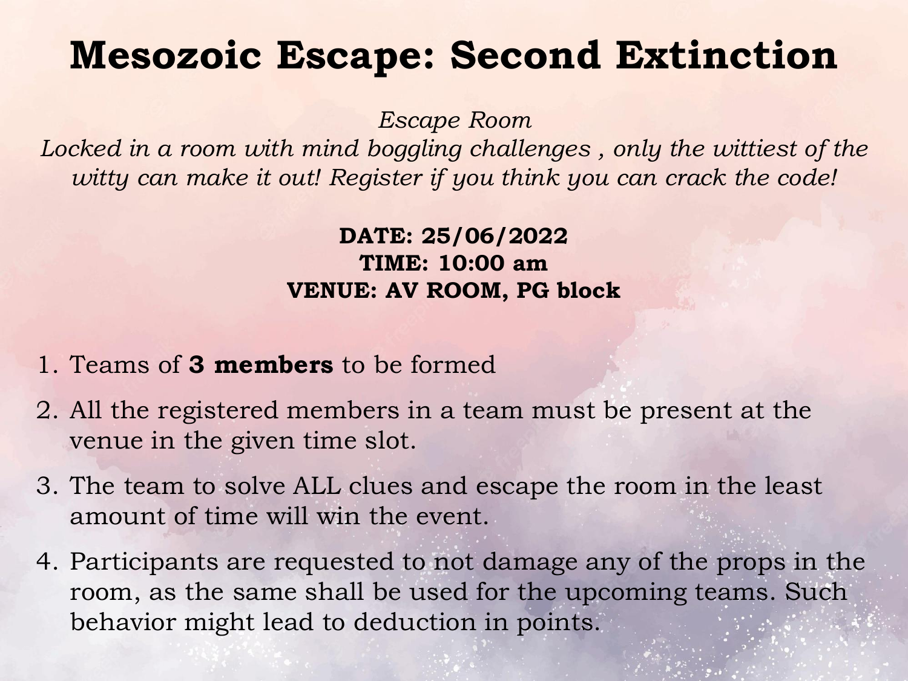# Mesozoic Escape: Second Extinction

*Escape Room*

*Locked in a room with mind boggling challenges , only the wittiest of the witty can make it out! Register if you think you can crack the code!*

**DATE: 25/06/2022**
**TIME: 10:00 am**
**VENUE: AV ROOM, PG block**

1. Teams of **3 members** to be formed
2. All the registered members in a team must be present at the venue in the given time slot.
3. The team to solve ALL clues and escape the room in the least amount of time will win the event.
4. Participants are requested to not damage any of the props in the room, as the same shall be used for the upcoming teams. Such behavior might lead to deduction in points.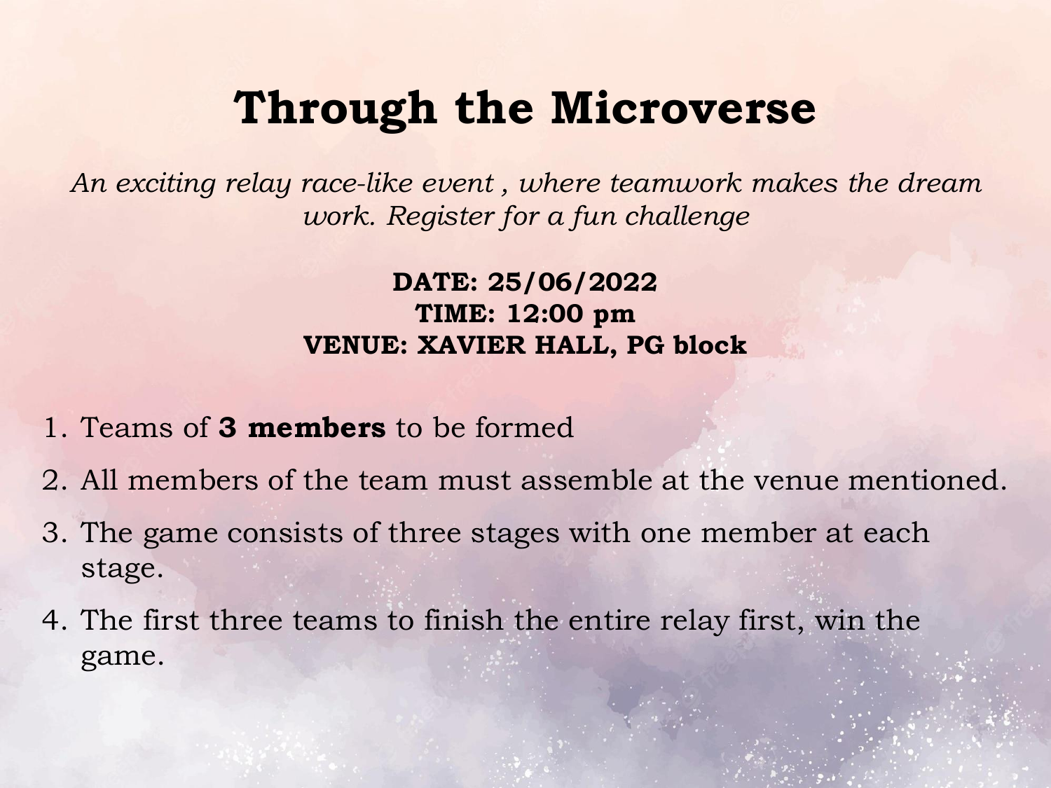# Through the Microverse

*An exciting relay race-like event , where teamwork makes the dream work. Register for a fun challenge*

**DATE: 25/06/2022**
**TIME: 12:00 pm**
**VENUE: XAVIER HALL, PG block**

1. Teams of **3 members** to be formed
2. All members of the team must assemble at the venue mentioned.
3. The game consists of three stages with one member at each stage.
4. The first three teams to finish the entire relay first, win the game.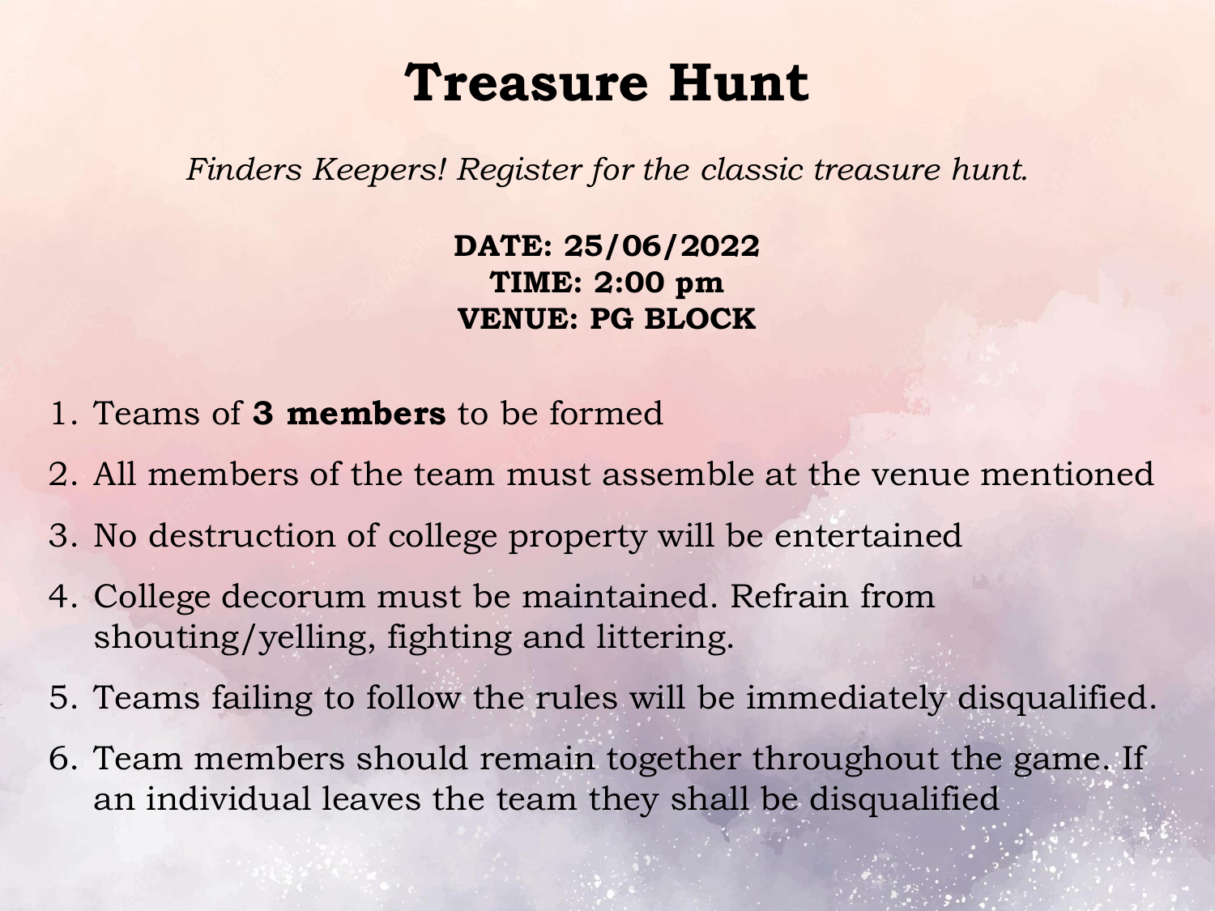# Treasure Hunt

*Finders Keepers! Register for the classic treasure hunt.*

**DATE: 25/06/2022**
**TIME: 2:00 pm**
**VENUE: PG BLOCK**

1. Teams of **3 members** to be formed
2. All members of the team must assemble at the venue mentioned
3. No destruction of college property will be entertained
4. College decorum must be maintained. Refrain from shouting/yelling, fighting and littering.
5. Teams failing to follow the rules will be immediately disqualified.
6. Team members should remain together throughout the game. If an individual leaves the team they shall be disqualified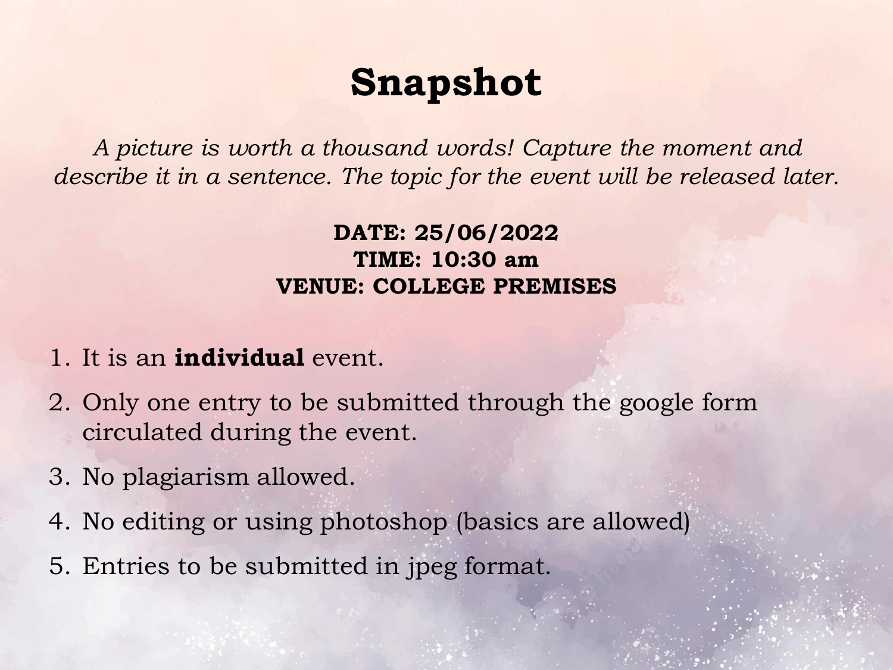# Snapshot

*A picture is worth a thousand words! Capture the moment and describe it in a sentence. The topic for the event will be released later.*

**DATE: 25/06/2022**
**TIME: 10:30 am**
**VENUE: COLLEGE PREMISES**

1. It is an **individual** event.
2. Only one entry to be submitted through the google form circulated during the event.
3. No plagiarism allowed.
4. No editing or using photoshop (basics are allowed)
5. Entries to be submitted in jpeg format.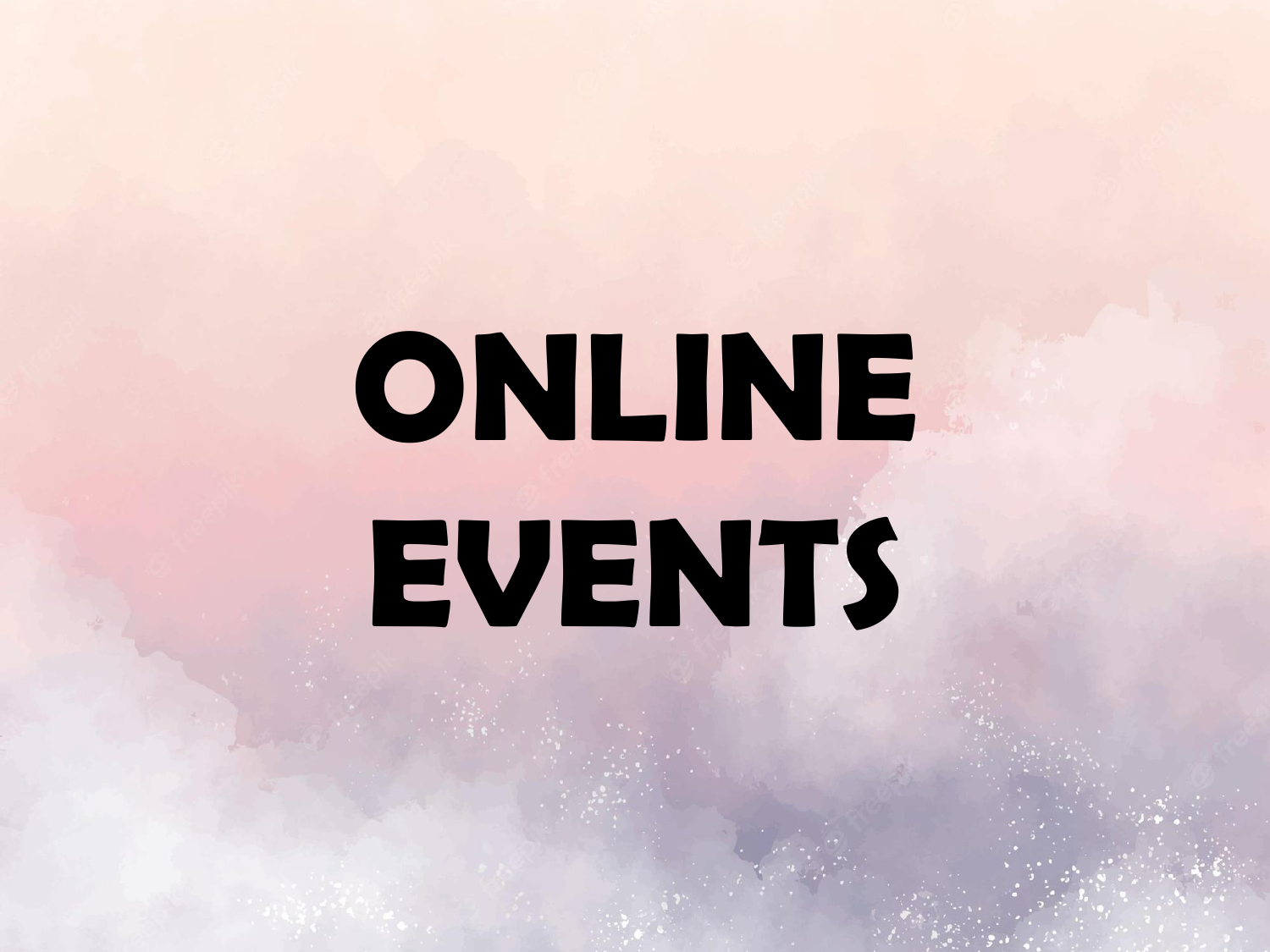# ONLINE EVENTS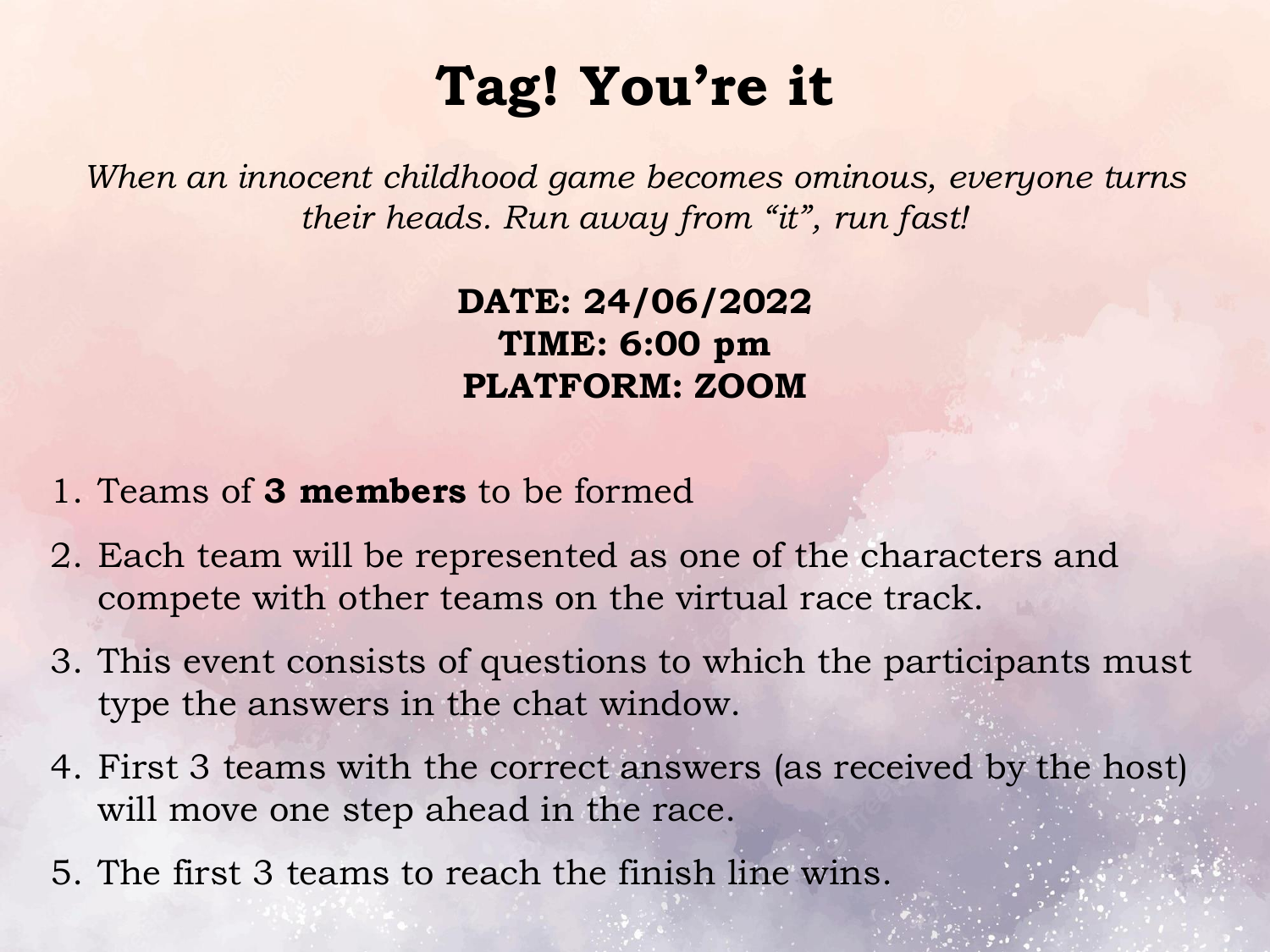# Tag! You're it

*When an innocent childhood game becomes ominous, everyone turns their heads. Run away from "it", run fast!*

**DATE: 24/06/2022**
**TIME: 6:00 pm**
**PLATFORM: ZOOM**

1. Teams of **3 members** to be formed
2. Each team will be represented as one of the characters and compete with other teams on the virtual race track.
3. This event consists of questions to which the participants must type the answers in the chat window.
4. First 3 teams with the correct answers (as received by the host) will move one step ahead in the race.
5. The first 3 teams to reach the finish line wins.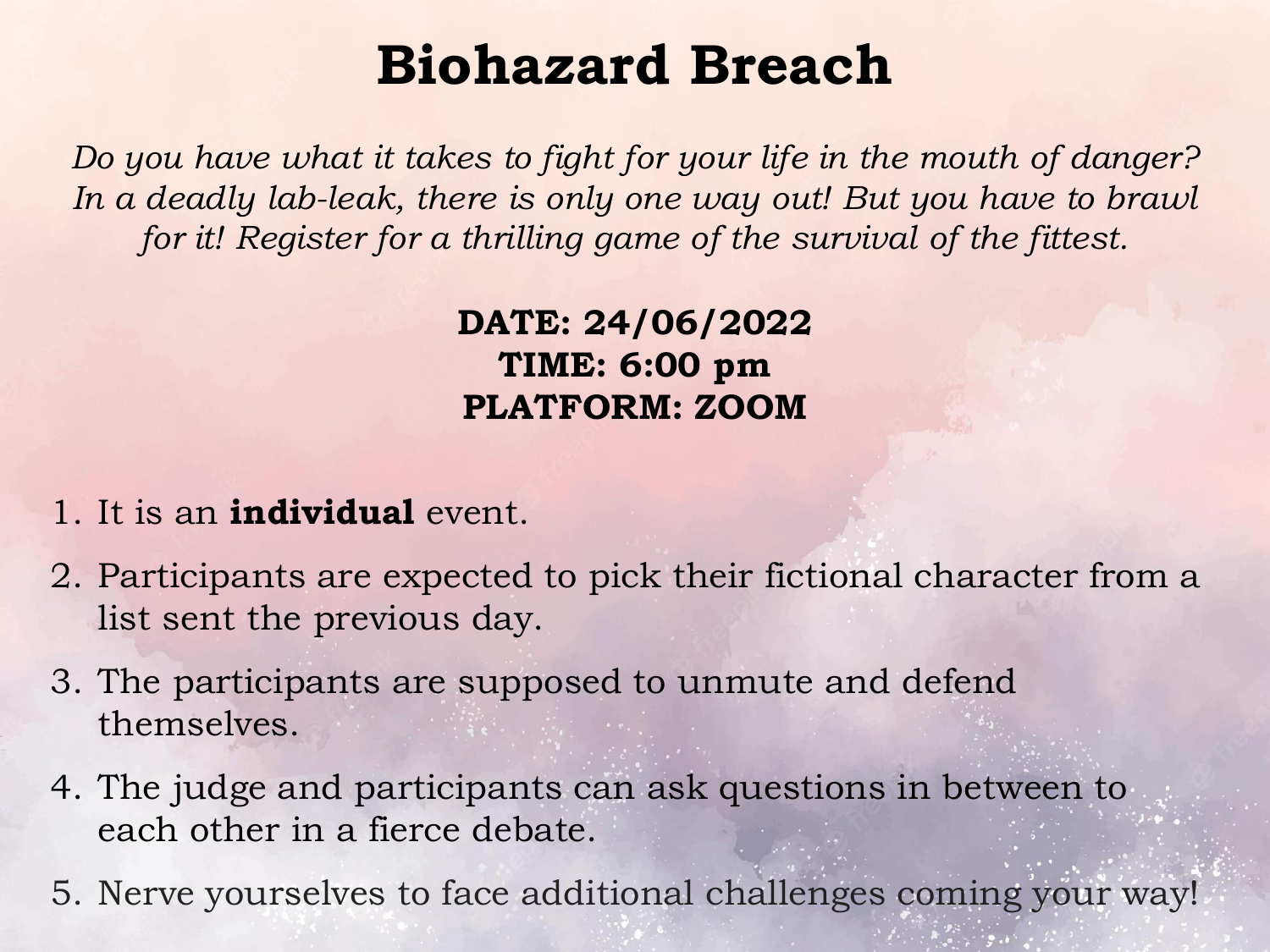# Biohazard Breach

*Do you have what it takes to fight for your life in the mouth of danger? In a deadly lab-leak, there is only one way out! But you have to brawl for it! Register for a thrilling game of the survival of the fittest.*

**DATE: 24/06/2022**
**TIME: 6:00 pm**
**PLATFORM: ZOOM**

1. It is an **individual** event.
2. Participants are expected to pick their fictional character from a list sent the previous day.
3. The participants are supposed to unmute and defend themselves.
4. The judge and participants can ask questions in between to each other in a fierce debate.
5. Nerve yourselves to face additional challenges coming your way!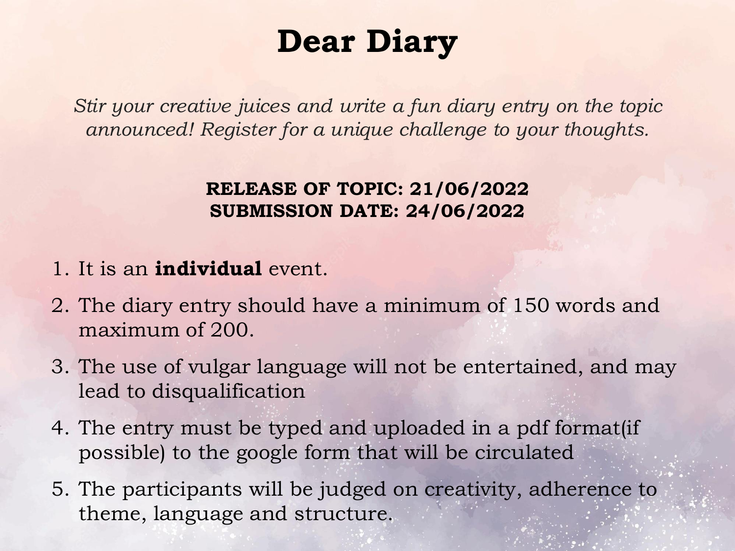# Dear Diary

*Stir your creative juices and write a fun diary entry on the topic announced! Register for a unique challenge to your thoughts.*

**RELEASE OF TOPIC: 21/06/2022**
**SUBMISSION DATE: 24/06/2022**

1. It is an **individual** event.
2. The diary entry should have a minimum of 150 words and maximum of 200.
3. The use of vulgar language will not be entertained, and may lead to disqualification
4. The entry must be typed and uploaded in a pdf format(if possible) to the google form that will be circulated
5. The participants will be judged on creativity, adherence to theme, language and structure.